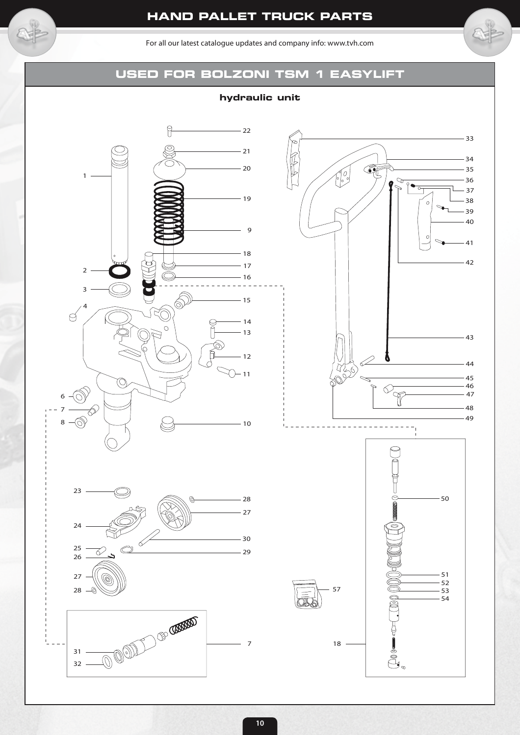# HAND PALLET TRUCK PARTS

For all our latest catalogue updates and company info: www.tvh.com

## USED FOR BOLZONI TSM 1 EASYLIFT

### hydraulic unit

1 2 3 4 6 7 8 9 10 11 12 13 14 15 16 17 18 19 20 21 22

23 24 25 26 27 28 29 30 31 32

33 34 35 36 37 38 39 40 41 42 43 44 45 46 47 48 49

50 51 52 53 54 57

7

18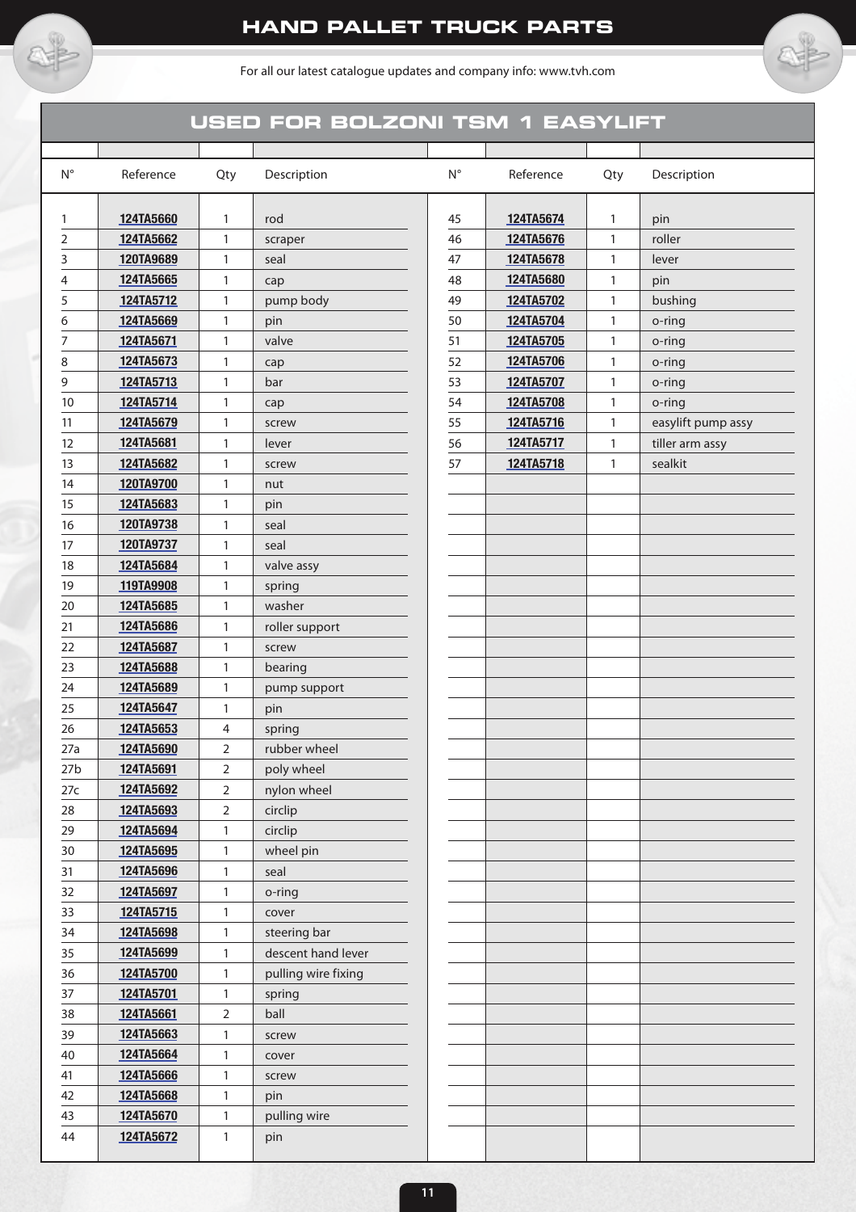# HAND PALLET TRUCK PARTS

For all our latest catalogue updates and company info: www.tvh.com

## USED FOR BOLZONI TSM 1 EASYLIFT

| N° | Reference | Qty | Description |
|---|---|---|---|
| 1 | 124TA5660 | 1 | rod |
| 2 | 124TA5662 | 1 | scraper |
| 3 | 120TA9689 | 1 | seal |
| 4 | 124TA5665 | 1 | cap |
| 5 | 124TA5712 | 1 | pump body |
| 6 | 124TA5669 | 1 | pin |
| 7 | 124TA5671 | 1 | valve |
| 8 | 124TA5673 | 1 | cap |
| 9 | 124TA5713 | 1 | bar |
| 10 | 124TA5714 | 1 | cap |
| 11 | 124TA5679 | 1 | screw |
| 12 | 124TA5681 | 1 | lever |
| 13 | 124TA5682 | 1 | screw |
| 14 | 120TA9700 | 1 | nut |
| 15 | 124TA5683 | 1 | pin |
| 16 | 120TA9738 | 1 | seal |
| 17 | 120TA9737 | 1 | seal |
| 18 | 124TA5684 | 1 | valve assy |
| 19 | 119TA9908 | 1 | spring |
| 20 | 124TA5685 | 1 | washer |
| 21 | 124TA5686 | 1 | roller support |
| 22 | 124TA5687 | 1 | screw |
| 23 | 124TA5688 | 1 | bearing |
| 24 | 124TA5689 | 1 | pump support |
| 25 | 124TA5647 | 1 | pin |
| 26 | 124TA5653 | 4 | spring |
| 27a | 124TA5690 | 2 | rubber wheel |
| 27b | 124TA5691 | 2 | poly wheel |
| 27c | 124TA5692 | 2 | nylon wheel |
| 28 | 124TA5693 | 2 | circlip |
| 29 | 124TA5694 | 1 | circlip |
| 30 | 124TA5695 | 1 | wheel pin |
| 31 | 124TA5696 | 1 | seal |
| 32 | 124TA5697 | 1 | o-ring |
| 33 | 124TA5715 | 1 | cover |
| 34 | 124TA5698 | 1 | steering bar |
| 35 | 124TA5699 | 1 | descent hand lever |
| 36 | 124TA5700 | 1 | pulling wire fixing |
| 37 | 124TA5701 | 1 | spring |
| 38 | 124TA5661 | 2 | ball |
| 39 | 124TA5663 | 1 | screw |
| 40 | 124TA5664 | 1 | cover |
| 41 | 124TA5666 | 1 | screw |
| 42 | 124TA5668 | 1 | pin |
| 43 | 124TA5670 | 1 | pulling wire |
| 44 | 124TA5672 | 1 | pin |
| 45 | 124TA5674 | 1 | pin |
| 46 | 124TA5676 | 1 | roller |
| 47 | 124TA5678 | 1 | lever |
| 48 | 124TA5680 | 1 | pin |
| 49 | 124TA5702 | 1 | bushing |
| 50 | 124TA5704 | 1 | o-ring |
| 51 | 124TA5705 | 1 | o-ring |
| 52 | 124TA5706 | 1 | o-ring |
| 53 | 124TA5707 | 1 | o-ring |
| 54 | 124TA5708 | 1 | o-ring |
| 55 | 124TA5716 | 1 | easylift pump assy |
| 56 | 124TA5717 | 1 | tiller arm assy |
| 57 | 124TA5718 | 1 | sealkit |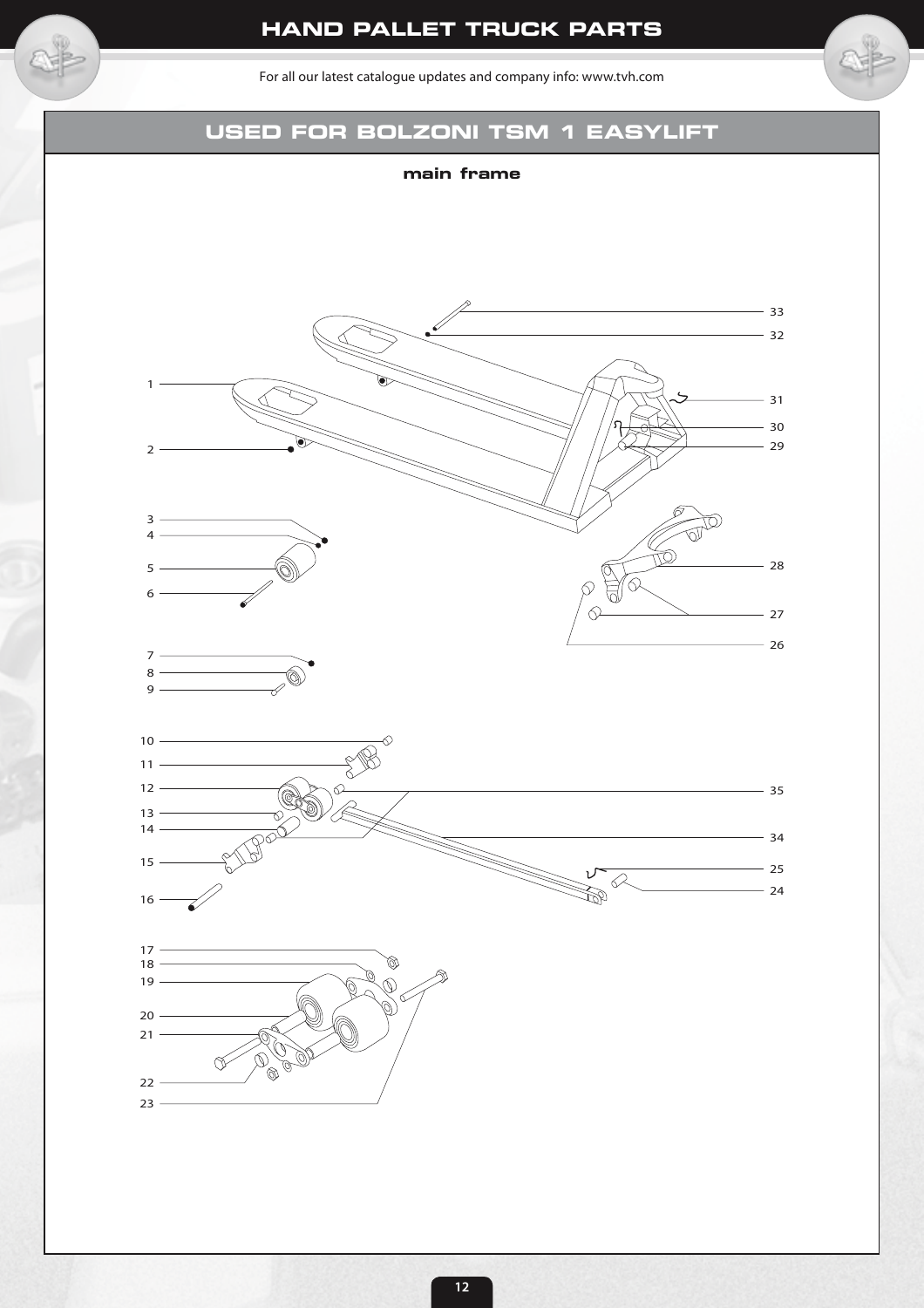# HAND PALLET TRUCK PARTS

For all our latest catalogue updates and company info: www.tvh.com

## USED FOR BOLZONI TSM 1 EASYLIFT

### main frame

1
2
3
4
5
6
7
8
9
10
11
12
13
14
15
16
17
18
19
20
21
22
23
24
25
26
27
28
29
30
31
32
33
34
35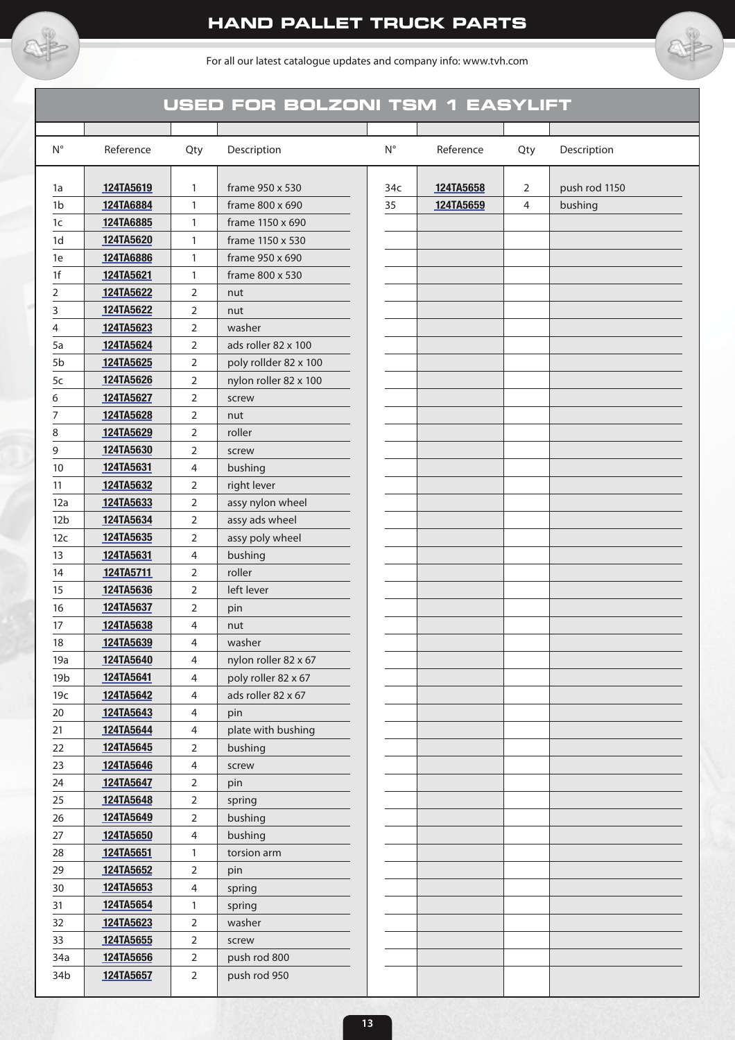# HAND PALLET TRUCK PARTS

For all our latest catalogue updates and company info: www.tvh.com

## USED FOR BOLZONI TSM 1 EASYLIFT

| N° | Reference | Qty | Description | N° | Reference | Qty | Description |
|---|---|---|---|---|---|---|---|
| 1a | 124TA5619 | 1 | frame 950 x 530 | 34c | 124TA5658 | 2 | push rod 1150 |
| 1b | 124TA6884 | 1 | frame 800 x 690 | 35 | 124TA5659 | 4 | bushing |
| 1c | 124TA6885 | 1 | frame 1150 x 690 | | | | |
| 1d | 124TA5620 | 1 | frame 1150 x 530 | | | | |
| 1e | 124TA6886 | 1 | frame 950 x 690 | | | | |
| 1f | 124TA5621 | 1 | frame 800 x 530 | | | | |
| 2 | 124TA5622 | 2 | nut | | | | |
| 3 | 124TA5622 | 2 | nut | | | | |
| 4 | 124TA5623 | 2 | washer | | | | |
| 5a | 124TA5624 | 2 | ads roller 82 x 100 | | | | |
| 5b | 124TA5625 | 2 | poly rollder 82 x 100 | | | | |
| 5c | 124TA5626 | 2 | nylon roller 82 x 100 | | | | |
| 6 | 124TA5627 | 2 | screw | | | | |
| 7 | 124TA5628 | 2 | nut | | | | |
| 8 | 124TA5629 | 2 | roller | | | | |
| 9 | 124TA5630 | 2 | screw | | | | |
| 10 | 124TA5631 | 4 | bushing | | | | |
| 11 | 124TA5632 | 2 | right lever | | | | |
| 12a | 124TA5633 | 2 | assy nylon wheel | | | | |
| 12b | 124TA5634 | 2 | assy ads wheel | | | | |
| 12c | 124TA5635 | 2 | assy poly wheel | | | | |
| 13 | 124TA5631 | 4 | bushing | | | | |
| 14 | 124TA5711 | 2 | roller | | | | |
| 15 | 124TA5636 | 2 | left lever | | | | |
| 16 | 124TA5637 | 2 | pin | | | | |
| 17 | 124TA5638 | 4 | nut | | | | |
| 18 | 124TA5639 | 4 | washer | | | | |
| 19a | 124TA5640 | 4 | nylon roller 82 x 67 | | | | |
| 19b | 124TA5641 | 4 | poly roller 82 x 67 | | | | |
| 19c | 124TA5642 | 4 | ads roller 82 x 67 | | | | |
| 20 | 124TA5643 | 4 | pin | | | | |
| 21 | 124TA5644 | 4 | plate with bushing | | | | |
| 22 | 124TA5645 | 2 | bushing | | | | |
| 23 | 124TA5646 | 4 | screw | | | | |
| 24 | 124TA5647 | 2 | pin | | | | |
| 25 | 124TA5648 | 2 | spring | | | | |
| 26 | 124TA5649 | 2 | bushing | | | | |
| 27 | 124TA5650 | 4 | bushing | | | | |
| 28 | 124TA5651 | 1 | torsion arm | | | | |
| 29 | 124TA5652 | 2 | pin | | | | |
| 30 | 124TA5653 | 4 | spring | | | | |
| 31 | 124TA5654 | 1 | spring | | | | |
| 32 | 124TA5623 | 2 | washer | | | | |
| 33 | 124TA5655 | 2 | screw | | | | |
| 34a | 124TA5656 | 2 | push rod 800 | | | | |
| 34b | 124TA5657 | 2 | push rod 950 | | | | |